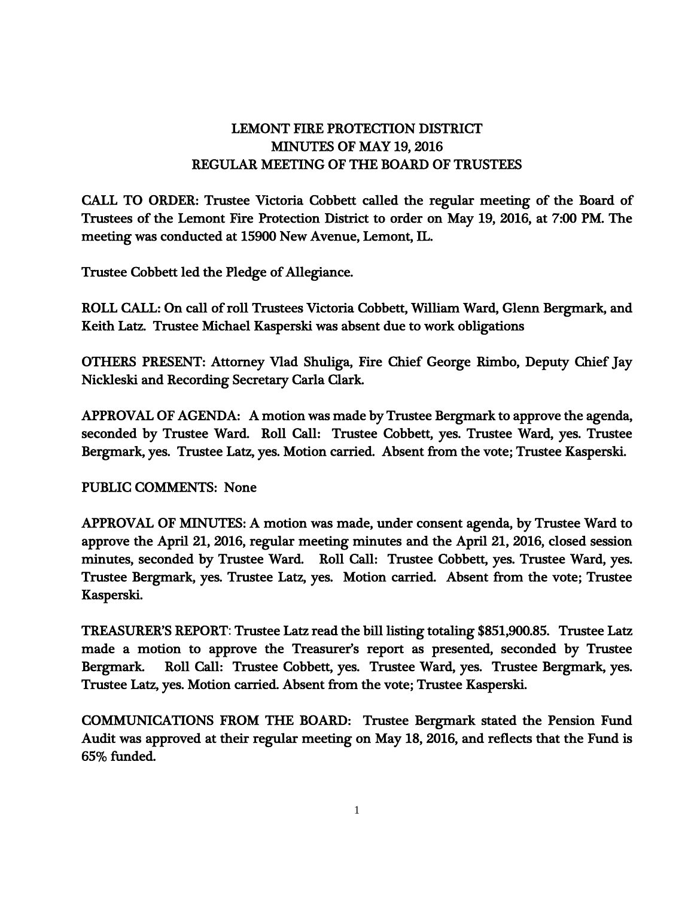# LEMONT FIRE PROTECTION DISTRICT
## MINUTES OF MAY 19, 2016
## REGULAR MEETING OF THE BOARD OF TRUSTEES

CALL TO ORDER: Trustee Victoria Cobbett called the regular meeting of the Board of Trustees of the Lemont Fire Protection District to order on May 19, 2016, at 7:00 PM. The meeting was conducted at 15900 New Avenue, Lemont, IL.

Trustee Cobbett led the Pledge of Allegiance.

ROLL CALL: On call of roll Trustees Victoria Cobbett, William Ward, Glenn Bergmark, and Keith Latz. Trustee Michael Kasperski was absent due to work obligations

OTHERS PRESENT: Attorney Vlad Shuliga, Fire Chief George Rimbo, Deputy Chief Jay Nickleski and Recording Secretary Carla Clark.

APPROVAL OF AGENDA: A motion was made by Trustee Bergmark to approve the agenda, seconded by Trustee Ward. Roll Call: Trustee Cobbett, yes. Trustee Ward, yes. Trustee Bergmark, yes. Trustee Latz, yes. Motion carried. Absent from the vote; Trustee Kasperski.

PUBLIC COMMENTS: None

APPROVAL OF MINUTES: A motion was made, under consent agenda, by Trustee Ward to approve the April 21, 2016, regular meeting minutes and the April 21, 2016, closed session minutes, seconded by Trustee Ward. Roll Call: Trustee Cobbett, yes. Trustee Ward, yes. Trustee Bergmark, yes. Trustee Latz, yes. Motion carried. Absent from the vote; Trustee Kasperski.

TREASURER'S REPORT: Trustee Latz read the bill listing totaling $851,900.85. Trustee Latz made a motion to approve the Treasurer's report as presented, seconded by Trustee Bergmark. Roll Call: Trustee Cobbett, yes. Trustee Ward, yes. Trustee Bergmark, yes. Trustee Latz, yes. Motion carried. Absent from the vote; Trustee Kasperski.

COMMUNICATIONS FROM THE BOARD: Trustee Bergmark stated the Pension Fund Audit was approved at their regular meeting on May 18, 2016, and reflects that the Fund is 65% funded.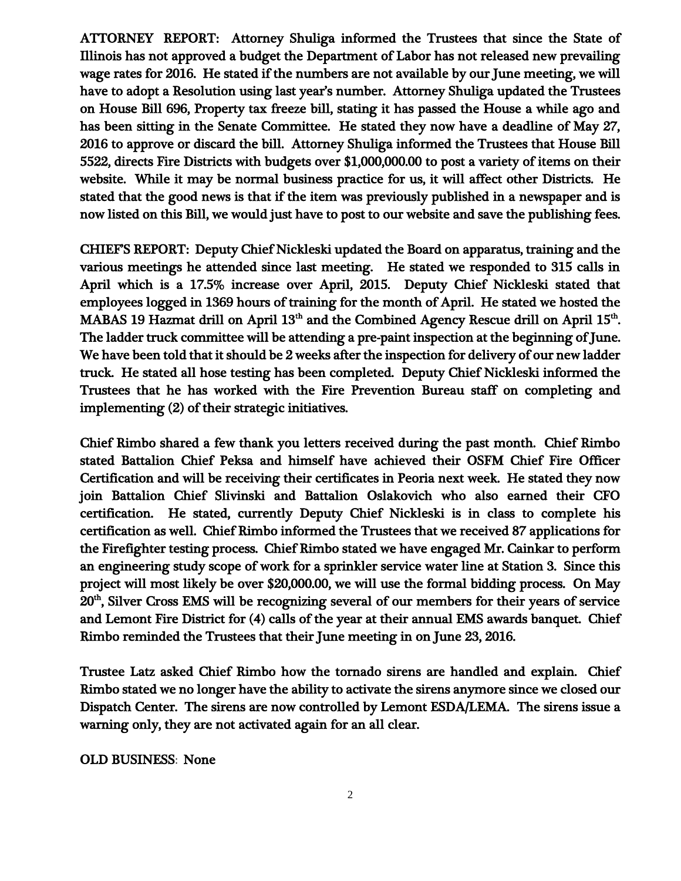**ATTORNEY REPORT:** Attorney Shuliga informed the Trustees that since the State of Illinois has not approved a budget the Department of Labor has not released new prevailing wage rates for 2016. He stated if the numbers are not available by our June meeting, we will have to adopt a Resolution using last year's number. Attorney Shuliga updated the Trustees on House Bill 696, Property tax freeze bill, stating it has passed the House a while ago and has been sitting in the Senate Committee. He stated they now have a deadline of May 27, 2016 to approve or discard the bill. Attorney Shuliga informed the Trustees that House Bill 5522, directs Fire Districts with budgets over $1,000,000.00 to post a variety of items on their website. While it may be normal business practice for us, it will affect other Districts. He stated that the good news is that if the item was previously published in a newspaper and is now listed on this Bill, we would just have to post to our website and save the publishing fees.

**CHIEF'S REPORT:** Deputy Chief Nickleski updated the Board on apparatus, training and the various meetings he attended since last meeting. He stated we responded to 315 calls in April which is a 17.5% increase over April, 2015. Deputy Chief Nickleski stated that employees logged in 1369 hours of training for the month of April. He stated we hosted the MABAS 19 Hazmat drill on April 13th and the Combined Agency Rescue drill on April 15th. The ladder truck committee will be attending a pre-paint inspection at the beginning of June. We have been told that it should be 2 weeks after the inspection for delivery of our new ladder truck. He stated all hose testing has been completed. Deputy Chief Nickleski informed the Trustees that he has worked with the Fire Prevention Bureau staff on completing and implementing (2) of their strategic initiatives.

Chief Rimbo shared a few thank you letters received during the past month. Chief Rimbo stated Battalion Chief Peksa and himself have achieved their OSFM Chief Fire Officer Certification and will be receiving their certificates in Peoria next week. He stated they now join Battalion Chief Slivinski and Battalion Oslakovich who also earned their CFO certification. He stated, currently Deputy Chief Nickleski is in class to complete his certification as well. Chief Rimbo informed the Trustees that we received 87 applications for the Firefighter testing process. Chief Rimbo stated we have engaged Mr. Cainkar to perform an engineering study scope of work for a sprinkler service water line at Station 3. Since this project will most likely be over $20,000.00, we will use the formal bidding process. On May 20th, Silver Cross EMS will be recognizing several of our members for their years of service and Lemont Fire District for (4) calls of the year at their annual EMS awards banquet. Chief Rimbo reminded the Trustees that their June meeting in on June 23, 2016.

Trustee Latz asked Chief Rimbo how the tornado sirens are handled and explain. Chief Rimbo stated we no longer have the ability to activate the sirens anymore since we closed our Dispatch Center. The sirens are now controlled by Lemont ESDA/LEMA. The sirens issue a warning only, they are not activated again for an all clear.

**OLD BUSINESS:** None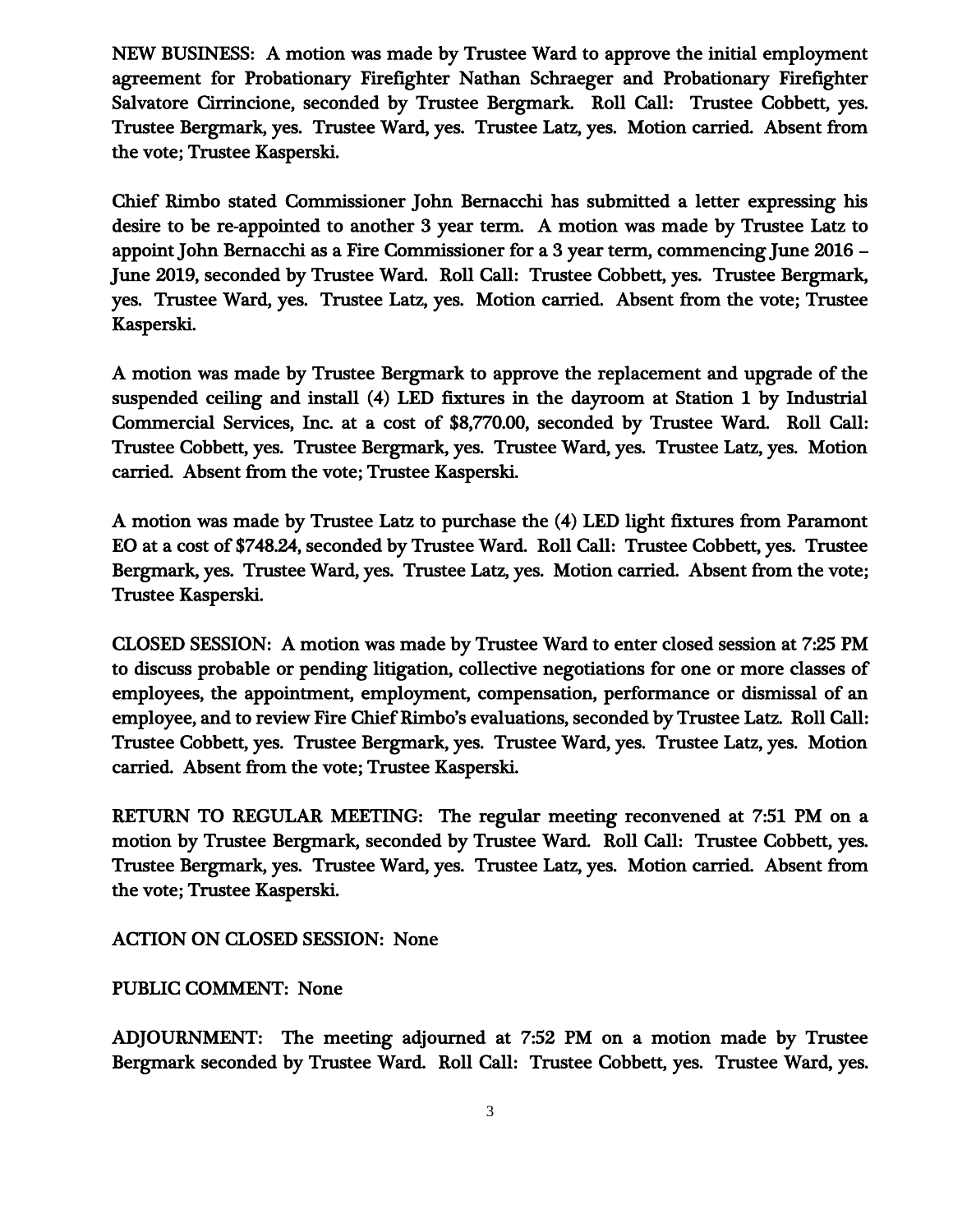**NEW BUSINESS:** A motion was made by Trustee Ward to approve the initial employment agreement for Probationary Firefighter Nathan Schraeger and Probationary Firefighter Salvatore Cirrincione, seconded by Trustee Bergmark. Roll Call: Trustee Cobbett, yes. Trustee Bergmark, yes. Trustee Ward, yes. Trustee Latz, yes. Motion carried. Absent from the vote; Trustee Kasperski.

Chief Rimbo stated Commissioner John Bernacchi has submitted a letter expressing his desire to be re-appointed to another 3 year term. A motion was made by Trustee Latz to appoint John Bernacchi as a Fire Commissioner for a 3 year term, commencing June 2016 – June 2019, seconded by Trustee Ward. Roll Call: Trustee Cobbett, yes. Trustee Bergmark, yes. Trustee Ward, yes. Trustee Latz, yes. Motion carried. Absent from the vote; Trustee Kasperski.

A motion was made by Trustee Bergmark to approve the replacement and upgrade of the suspended ceiling and install (4) LED fixtures in the dayroom at Station 1 by Industrial Commercial Services, Inc. at a cost of $8,770.00, seconded by Trustee Ward. Roll Call: Trustee Cobbett, yes. Trustee Bergmark, yes. Trustee Ward, yes. Trustee Latz, yes. Motion carried. Absent from the vote; Trustee Kasperski.

A motion was made by Trustee Latz to purchase the (4) LED light fixtures from Paramont EO at a cost of $748.24, seconded by Trustee Ward. Roll Call: Trustee Cobbett, yes. Trustee Bergmark, yes. Trustee Ward, yes. Trustee Latz, yes. Motion carried. Absent from the vote; Trustee Kasperski.

**CLOSED SESSION:** A motion was made by Trustee Ward to enter closed session at 7:25 PM to discuss probable or pending litigation, collective negotiations for one or more classes of employees, the appointment, employment, compensation, performance or dismissal of an employee, and to review Fire Chief Rimbo's evaluations, seconded by Trustee Latz. Roll Call: Trustee Cobbett, yes. Trustee Bergmark, yes. Trustee Ward, yes. Trustee Latz, yes. Motion carried. Absent from the vote; Trustee Kasperski.

**RETURN TO REGULAR MEETING:** The regular meeting reconvened at 7:51 PM on a motion by Trustee Bergmark, seconded by Trustee Ward. Roll Call: Trustee Cobbett, yes. Trustee Bergmark, yes. Trustee Ward, yes. Trustee Latz, yes. Motion carried. Absent from the vote; Trustee Kasperski.

**ACTION ON CLOSED SESSION:** None

**PUBLIC COMMENT:** None

**ADJOURNMENT:** The meeting adjourned at 7:52 PM on a motion made by Trustee Bergmark seconded by Trustee Ward. Roll Call: Trustee Cobbett, yes. Trustee Ward, yes.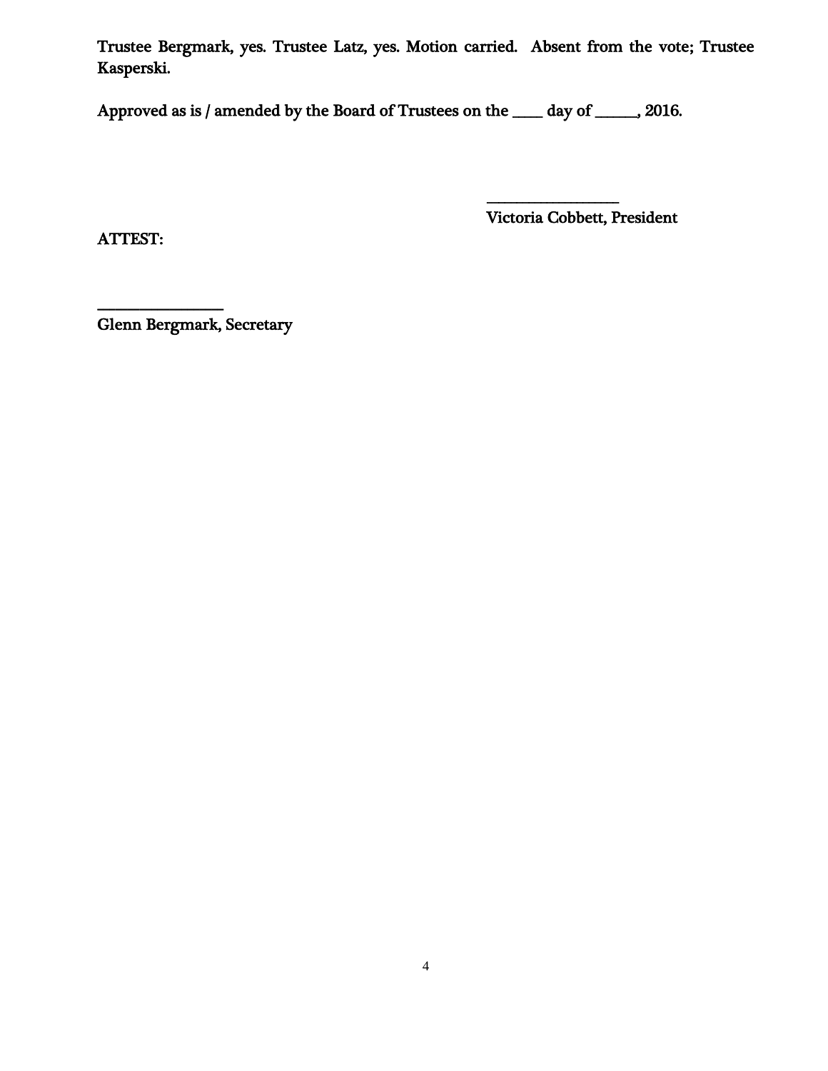**Trustee Bergmark, yes. Trustee Latz, yes. Motion carried. Absent from the vote; Trustee Kasperski.**

**Approved as is / amended by the Board of Trustees on the \_\_\_\_ day of \_\_\_\_\_\_, 2016.**

**\_\_\_\_\_\_\_\_\_\_\_\_\_\_\_\_\_\_**
**Victoria Cobbett, President**

**ATTEST:**

**\_\_\_\_\_\_\_\_\_\_\_\_\_\_\_\_\_\_**
**Glenn Bergmark, Secretary**